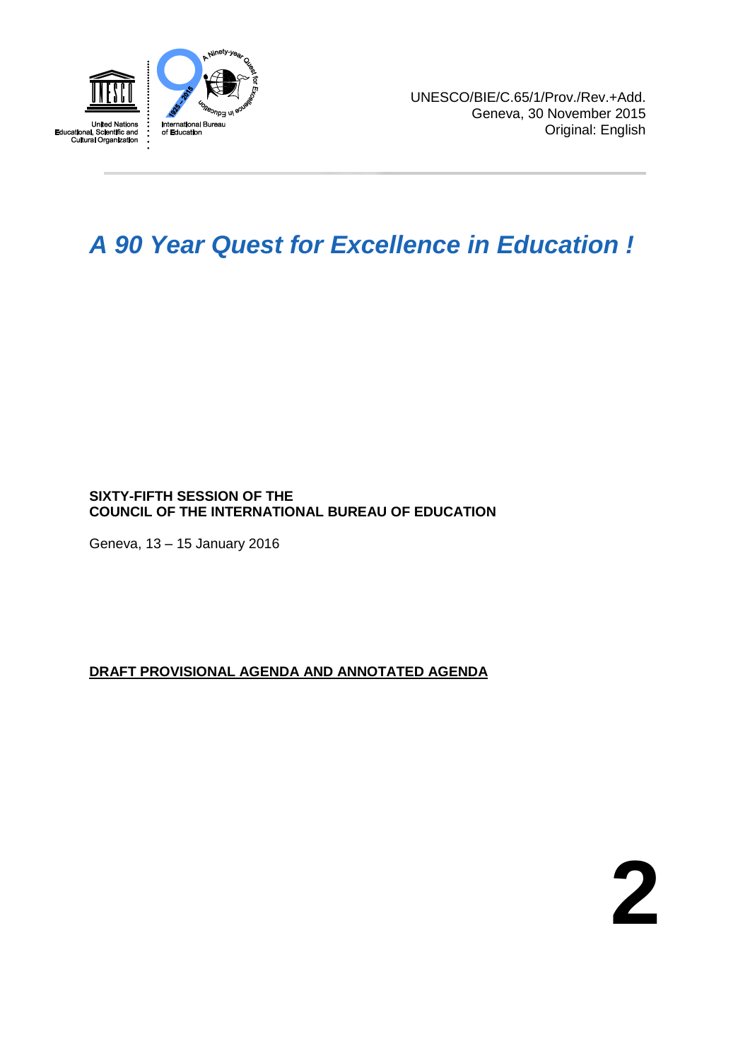UNESCO/BIE/C.65/1/Prov./Rev.+Add.
Geneva, 30 November 2015
Original: English

# *A 90 Year Quest for Excellence in Education !*

**SIXTY-FIFTH SESSION OF THE**
**COUNCIL OF THE INTERNATIONAL BUREAU OF EDUCATION**

Geneva, 13 – 15 January 2016

**DRAFT PROVISIONAL AGENDA AND ANNOTATED AGENDA**

**2**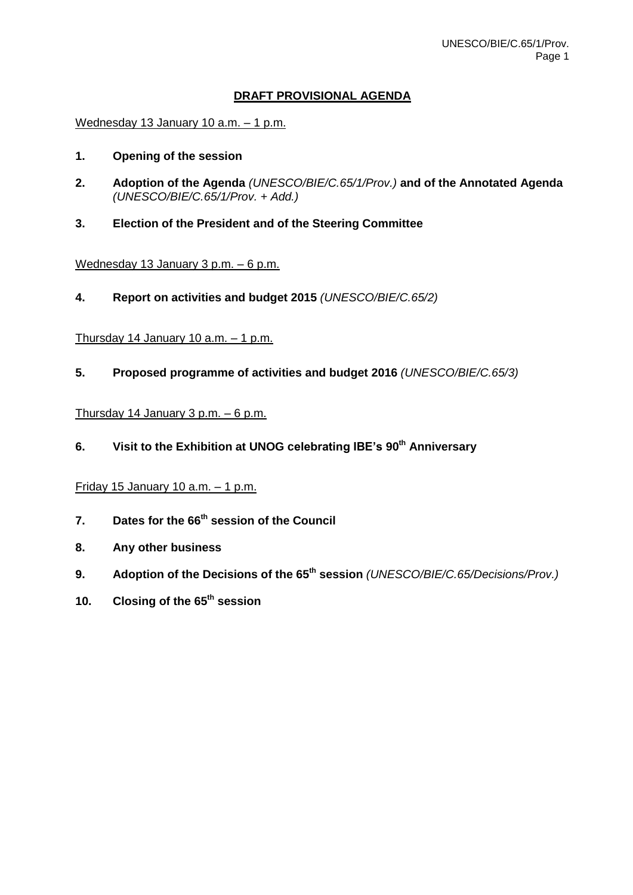## DRAFT PROVISIONAL AGENDA

Wednesday 13 January 10 a.m. – 1 p.m.

1. **Opening of the session**

2. **Adoption of the Agenda** *(UNESCO/BIE/C.65/1/Prov.)* **and of the Annotated Agenda** *(UNESCO/BIE/C.65/1/Prov. + Add.)*

3. **Election of the President and of the Steering Committee**

Wednesday 13 January 3 p.m. – 6 p.m.

4. **Report on activities and budget 2015** *(UNESCO/BIE/C.65/2)*

Thursday 14 January 10 a.m. – 1 p.m.

5. **Proposed programme of activities and budget 2016** *(UNESCO/BIE/C.65/3)*

Thursday 14 January 3 p.m. – 6 p.m.

6. **Visit to the Exhibition at UNOG celebrating IBE's 90th Anniversary**

Friday 15 January 10 a.m. – 1 p.m.

7. **Dates for the 66th session of the Council**

8. **Any other business**

9. **Adoption of the Decisions of the 65th session** *(UNESCO/BIE/C.65/Decisions/Prov.)*

10. **Closing of the 65th session**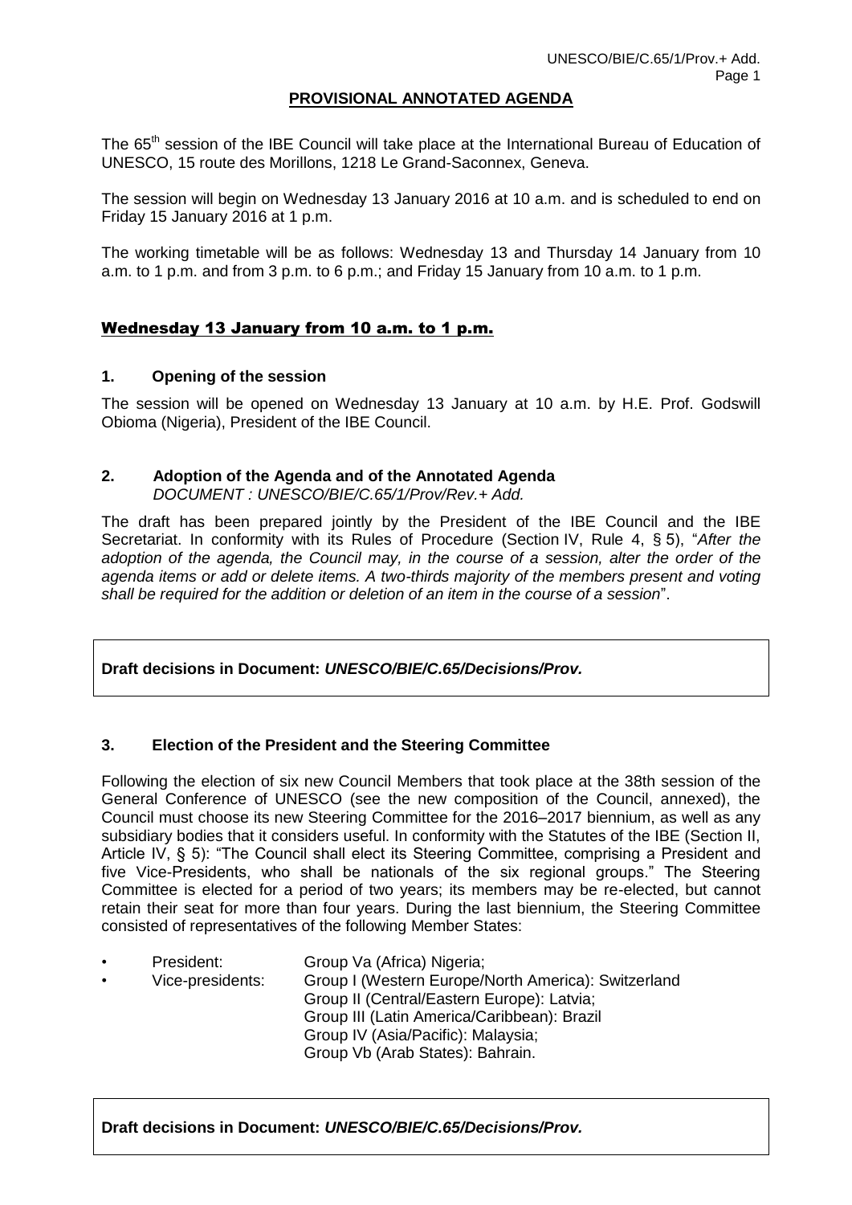## PROVISIONAL ANNOTATED AGENDA

The 65[th] session of the IBE Council will take place at the International Bureau of Education of UNESCO, 15 route des Morillons, 1218 Le Grand-Saconnex, Geneva.

The session will begin on Wednesday 13 January 2016 at 10 a.m. and is scheduled to end on Friday 15 January 2016 at 1 p.m.

The working timetable will be as follows: Wednesday 13 and Thursday 14 January from 10 a.m. to 1 p.m. and from 3 p.m. to 6 p.m.; and Friday 15 January from 10 a.m. to 1 p.m.

### Wednesday 13 January from 10 a.m. to 1 p.m.

#### 1. Opening of the session

The session will be opened on Wednesday 13 January at 10 a.m. by H.E. Prof. Godswill Obioma (Nigeria), President of the IBE Council.

#### 2. Adoption of the Agenda and of the Annotated Agenda

*DOCUMENT : UNESCO/BIE/C.65/1/Prov/Rev.+ Add.*

The draft has been prepared jointly by the President of the IBE Council and the IBE Secretariat. In conformity with its Rules of Procedure (Section IV, Rule 4, § 5), "*After the adoption of the agenda, the Council may, in the course of a session, alter the order of the agenda items or add or delete items. A two-thirds majority of the members present and voting shall be required for the addition or deletion of an item in the course of a session*".

**Draft decisions in Document: *UNESCO/BIE/C.65/Decisions/Prov.***

#### 3. Election of the President and the Steering Committee

Following the election of six new Council Members that took place at the 38th session of the General Conference of UNESCO (see the new composition of the Council, annexed), the Council must choose its new Steering Committee for the 2016–2017 biennium, as well as any subsidiary bodies that it considers useful. In conformity with the Statutes of the IBE (Section II, Article IV, § 5): "The Council shall elect its Steering Committee, comprising a President and five Vice-Presidents, who shall be nationals of the six regional groups." The Steering Committee is elected for a period of two years; its members may be re-elected, but cannot retain their seat for more than four years. During the last biennium, the Steering Committee consisted of representatives of the following Member States:

- President: Group Va (Africa) Nigeria;
- Vice-presidents: Group I (Western Europe/North America): Switzerland
  Group II (Central/Eastern Europe): Latvia;
  Group III (Latin America/Caribbean): Brazil
  Group IV (Asia/Pacific): Malaysia;
  Group Vb (Arab States): Bahrain.

**Draft decisions in Document: *UNESCO/BIE/C.65/Decisions/Prov.***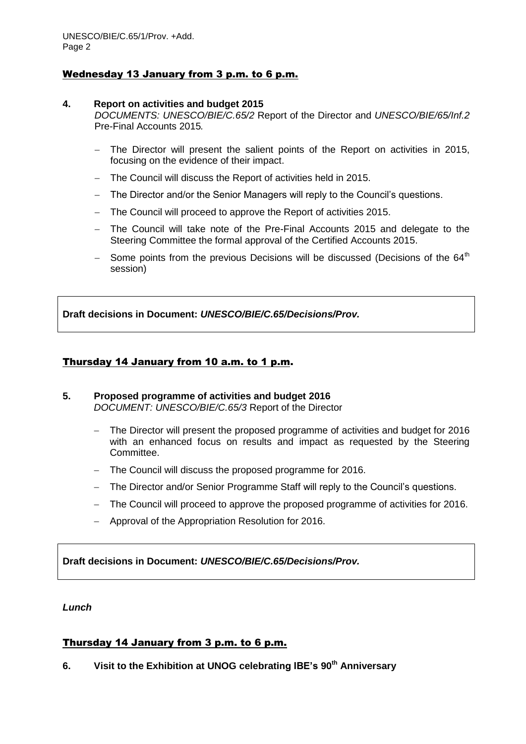## Wednesday 13 January from 3 p.m. to 6 p.m.

**4. Report on activities and budget 2015**

*DOCUMENTS: UNESCO/BIE/C.65/2* Report of the Director and *UNESCO/BIE/65/Inf.2* Pre-Final Accounts 2015*.*

- The Director will present the salient points of the Report on activities in 2015, focusing on the evidence of their impact.
- The Council will discuss the Report of activities held in 2015.
- The Director and/or the Senior Managers will reply to the Council's questions.
- The Council will proceed to approve the Report of activities 2015.
- The Council will take note of the Pre-Final Accounts 2015 and delegate to the Steering Committee the formal approval of the Certified Accounts 2015.
- Some points from the previous Decisions will be discussed (Decisions of the 64th session)

**Draft decisions in Document: *UNESCO/BIE/C.65/Decisions/Prov.***

## Thursday 14 January from 10 a.m. to 1 p.m.

**5. Proposed programme of activities and budget 2016**

*DOCUMENT: UNESCO/BIE/C.65/3* Report of the Director

- The Director will present the proposed programme of activities and budget for 2016 with an enhanced focus on results and impact as requested by the Steering Committee.
- The Council will discuss the proposed programme for 2016.
- The Director and/or Senior Programme Staff will reply to the Council's questions.
- The Council will proceed to approve the proposed programme of activities for 2016.
- Approval of the Appropriation Resolution for 2016.

**Draft decisions in Document: *UNESCO/BIE/C.65/Decisions/Prov.***

***Lunch***

## Thursday 14 January from 3 p.m. to 6 p.m.

**6. Visit to the Exhibition at UNOG celebrating IBE's 90th Anniversary**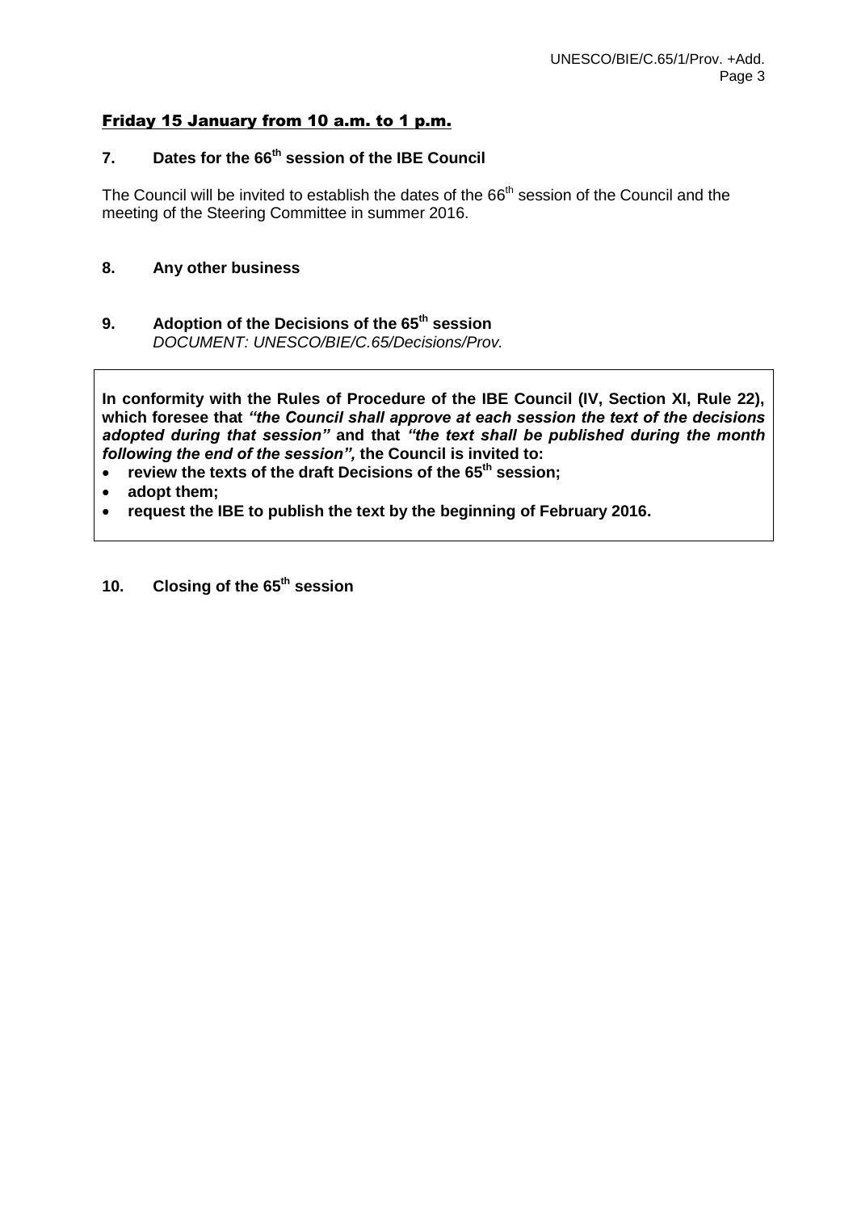**Friday 15 January from 10 a.m. to 1 p.m.**

**7. Dates for the 66th session of the IBE Council**

The Council will be invited to establish the dates of the 66th session of the Council and the meeting of the Steering Committee in summer 2016.

**8. Any other business**

**9. Adoption of the Decisions of the 65th session**
*DOCUMENT: UNESCO/BIE/C.65/Decisions/Prov.*

**In conformity with the Rules of Procedure of the IBE Council (IV, Section XI, Rule 22), which foresee that *"the Council shall approve at each session the text of the decisions adopted during that session"* and that *"the text shall be published during the month following the end of the session",* the Council is invited to:**

- **review the texts of the draft Decisions of the 65th session;**
- **adopt them;**
- **request the IBE to publish the text by the beginning of February 2016.**

**10. Closing of the 65th session**